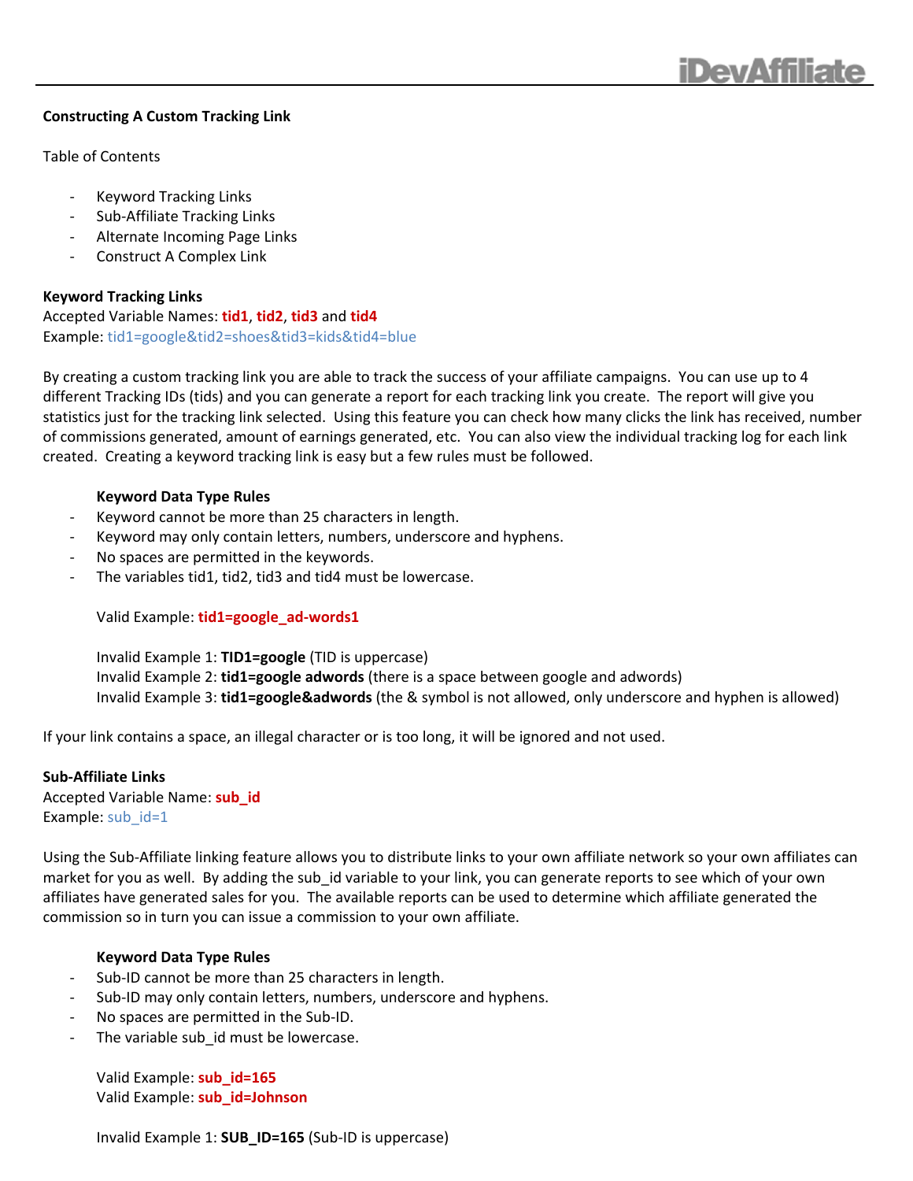**Constructing A Custom Tracking Link**

Table of Contents

- Keyword Tracking Links
- Sub-Affiliate Tracking Links
- Alternate Incoming Page Links
- Construct A Complex Link

**Keyword Tracking Links**
Accepted Variable Names: **tid1**, **tid2**, **tid3** and **tid4**
Example: tid1=google&tid2=shoes&tid3=kids&tid4=blue

By creating a custom tracking link you are able to track the success of your affiliate campaigns. You can use up to 4 different Tracking IDs (tids) and you can generate a report for each tracking link you create. The report will give you statistics just for the tracking link selected. Using this feature you can check how many clicks the link has received, number of commissions generated, amount of earnings generated, etc. You can also view the individual tracking log for each link created. Creating a keyword tracking link is easy but a few rules must be followed.

**Keyword Data Type Rules**

- Keyword cannot be more than 25 characters in length.
- Keyword may only contain letters, numbers, underscore and hyphens.
- No spaces are permitted in the keywords.
- The variables tid1, tid2, tid3 and tid4 must be lowercase.

Valid Example: **tid1=google_ad-words1**

Invalid Example 1: **TID1=google** (TID is uppercase)
Invalid Example 2: **tid1=google adwords** (there is a space between google and adwords)
Invalid Example 3: **tid1=google&adwords** (the & symbol is not allowed, only underscore and hyphen is allowed)

If your link contains a space, an illegal character or is too long, it will be ignored and not used.

**Sub-Affiliate Links**
Accepted Variable Name: **sub_id**
Example: sub_id=1

Using the Sub-Affiliate linking feature allows you to distribute links to your own affiliate network so your own affiliates can market for you as well. By adding the sub_id variable to your link, you can generate reports to see which of your own affiliates have generated sales for you. The available reports can be used to determine which affiliate generated the commission so in turn you can issue a commission to your own affiliate.

**Keyword Data Type Rules**

- Sub-ID cannot be more than 25 characters in length.
- Sub-ID may only contain letters, numbers, underscore and hyphens.
- No spaces are permitted in the Sub-ID.
- The variable sub_id must be lowercase.

Valid Example: **sub_id=165**
Valid Example: **sub_id=Johnson**

Invalid Example 1: **SUB_ID=165** (Sub-ID is uppercase)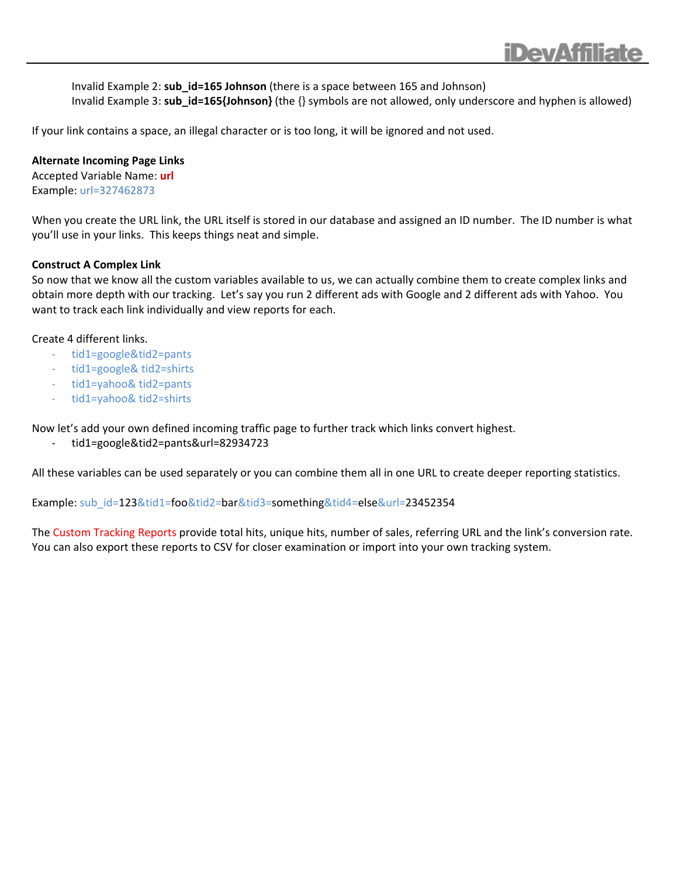Invalid Example 2: **sub_id=165 Johnson** (there is a space between 165 and Johnson)
Invalid Example 3: **sub_id=165{Johnson}** (the {} symbols are not allowed, only underscore and hyphen is allowed)

If your link contains a space, an illegal character or is too long, it will be ignored and not used.

**Alternate Incoming Page Links**
Accepted Variable Name: **url**
Example: url=327462873

When you create the URL link, the URL itself is stored in our database and assigned an ID number. The ID number is what you'll use in your links. This keeps things neat and simple.

**Construct A Complex Link**
So now that we know all the custom variables available to us, we can actually combine them to create complex links and obtain more depth with our tracking. Let's say you run 2 different ads with Google and 2 different ads with Yahoo. You want to track each link individually and view reports for each.

Create 4 different links.

- tid1=google&tid2=pants
- tid1=google& tid2=shirts
- tid1=yahoo& tid2=pants
- tid1=yahoo& tid2=shirts

Now let's add your own defined incoming traffic page to further track which links convert highest.

- tid1=google&tid2=pants&url=82934723

All these variables can be used separately or you can combine them all in one URL to create deeper reporting statistics.

Example: sub_id=123&tid1=foo&tid2=bar&tid3=something&tid4=else&url=23452354

The Custom Tracking Reports provide total hits, unique hits, number of sales, referring URL and the link's conversion rate. You can also export these reports to CSV for closer examination or import into your own tracking system.